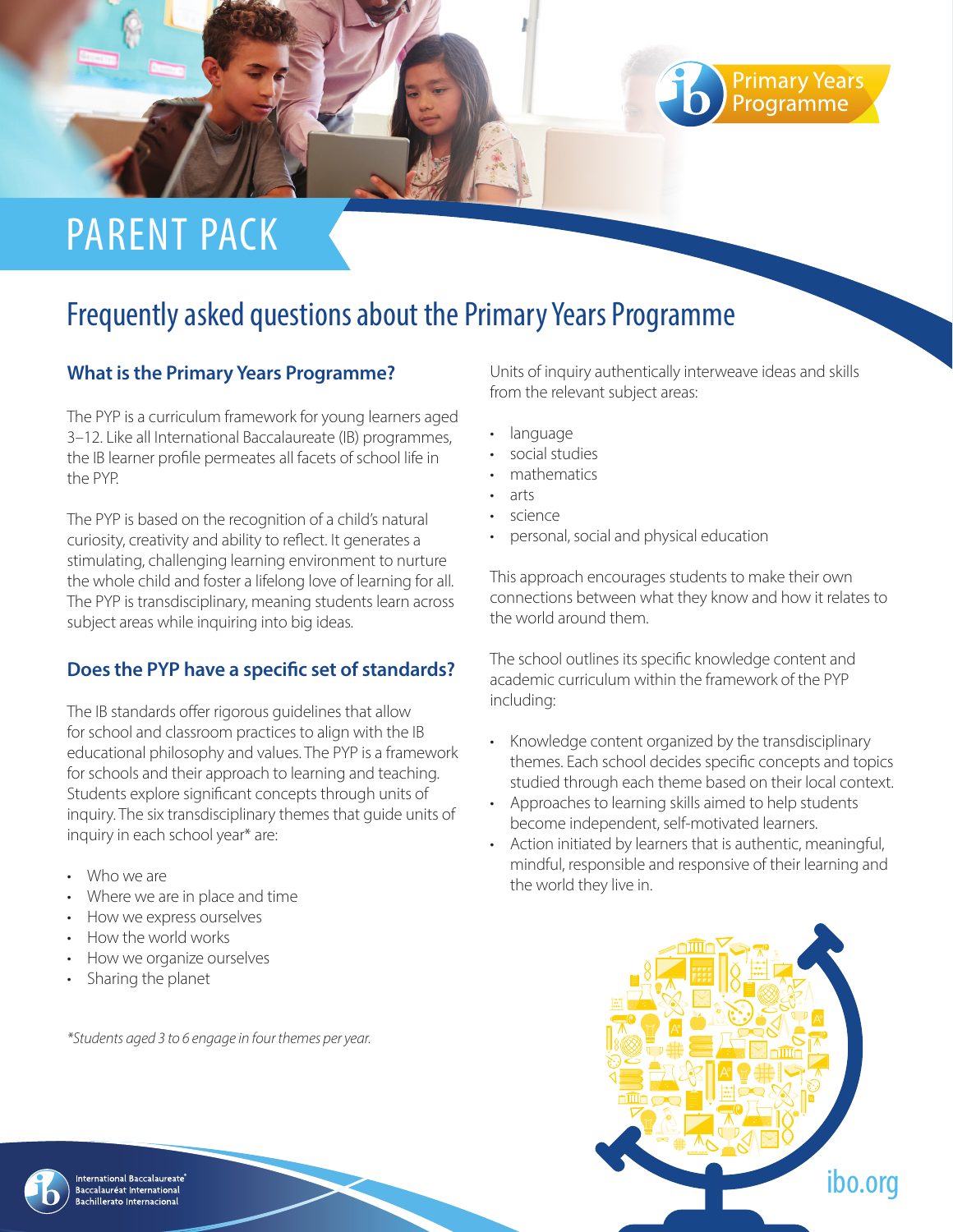# PARENT PACK

## Frequently asked questions about the Primary Years Programme

### What is the Primary Years Programme?

The PYP is a curriculum framework for young learners aged 3–12. Like all International Baccalaureate (IB) programmes, the IB learner profile permeates all facets of school life in the PYP.

The PYP is based on the recognition of a child's natural curiosity, creativity and ability to reflect. It generates a stimulating, challenging learning environment to nurture the whole child and foster a lifelong love of learning for all. The PYP is transdisciplinary, meaning students learn across subject areas while inquiring into big ideas.

### Does the PYP have a specific set of standards?

The IB standards offer rigorous guidelines that allow for school and classroom practices to align with the IB educational philosophy and values. The PYP is a framework for schools and their approach to learning and teaching. Students explore significant concepts through units of inquiry. The six transdisciplinary themes that guide units of inquiry in each school year* are:

- Who we are
- Where we are in place and time
- How we express ourselves
- How the world works
- How we organize ourselves
- Sharing the planet

*\*Students aged 3 to 6 engage in four themes per year.*

Units of inquiry authentically interweave ideas and skills from the relevant subject areas:

- language
- social studies
- mathematics
- arts
- science
- personal, social and physical education

This approach encourages students to make their own connections between what they know and how it relates to the world around them.

The school outlines its specific knowledge content and academic curriculum within the framework of the PYP including:

- Knowledge content organized by the transdisciplinary themes. Each school decides specific concepts and topics studied through each theme based on their local context.
- Approaches to learning skills aimed to help students become independent, self-motivated learners.
- Action initiated by learners that is authentic, meaningful, mindful, responsible and responsive of their learning and the world they live in.

ibo.org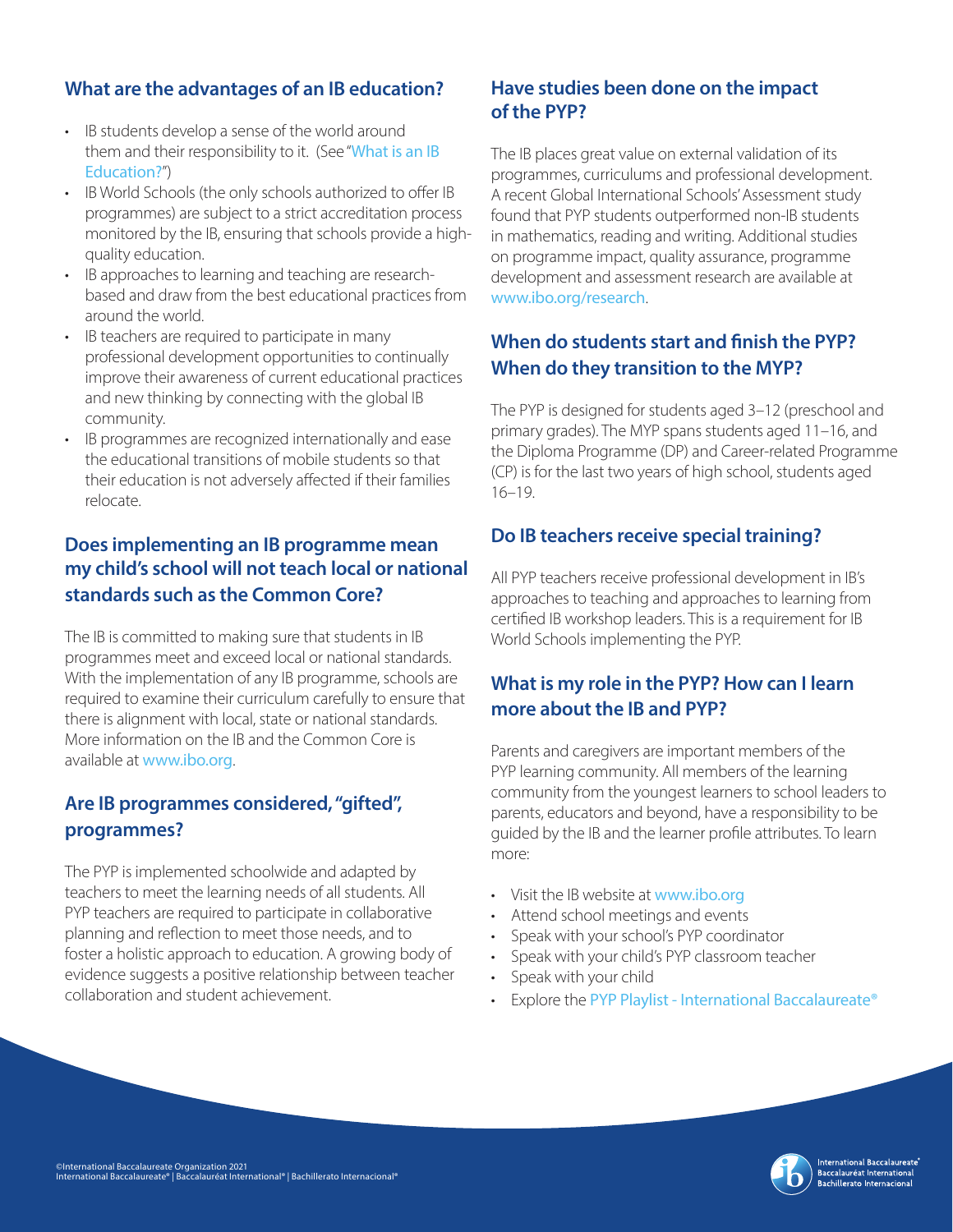## What are the advantages of an IB education?

- IB students develop a sense of the world around them and their responsibility to it. (See "What is an IB Education?")
- IB World Schools (the only schools authorized to offer IB programmes) are subject to a strict accreditation process monitored by the IB, ensuring that schools provide a high-quality education.
- IB approaches to learning and teaching are research-based and draw from the best educational practices from around the world.
- IB teachers are required to participate in many professional development opportunities to continually improve their awareness of current educational practices and new thinking by connecting with the global IB community.
- IB programmes are recognized internationally and ease the educational transitions of mobile students so that their education is not adversely affected if their families relocate.

## Does implementing an IB programme mean my child's school will not teach local or national standards such as the Common Core?

The IB is committed to making sure that students in IB programmes meet and exceed local or national standards. With the implementation of any IB programme, schools are required to examine their curriculum carefully to ensure that there is alignment with local, state or national standards. More information on the IB and the Common Core is available at www.ibo.org.

## Are IB programmes considered, "gifted", programmes?

The PYP is implemented schoolwide and adapted by teachers to meet the learning needs of all students. All PYP teachers are required to participate in collaborative planning and reflection to meet those needs, and to foster a holistic approach to education. A growing body of evidence suggests a positive relationship between teacher collaboration and student achievement.

## Have studies been done on the impact of the PYP?

The IB places great value on external validation of its programmes, curriculums and professional development. A recent Global International Schools' Assessment study found that PYP students outperformed non-IB students in mathematics, reading and writing. Additional studies on programme impact, quality assurance, programme development and assessment research are available at www.ibo.org/research.

## When do students start and finish the PYP? When do they transition to the MYP?

The PYP is designed for students aged 3–12 (preschool and primary grades). The MYP spans students aged 11–16, and the Diploma Programme (DP) and Career-related Programme (CP) is for the last two years of high school, students aged 16–19.

## Do IB teachers receive special training?

All PYP teachers receive professional development in IB's approaches to teaching and approaches to learning from certified IB workshop leaders. This is a requirement for IB World Schools implementing the PYP.

## What is my role in the PYP? How can I learn more about the IB and PYP?

Parents and caregivers are important members of the PYP learning community. All members of the learning community from the youngest learners to school leaders to parents, educators and beyond, have a responsibility to be guided by the IB and the learner profile attributes. To learn more:

- Visit the IB website at www.ibo.org
- Attend school meetings and events
- Speak with your school's PYP coordinator
- Speak with your child's PYP classroom teacher
- Speak with your child
- Explore the PYP Playlist - International Baccalaureate®

©International Baccalaureate Organization 2021
International Baccalaureate® | Baccalauréat International® | Bachillerato Internacional®